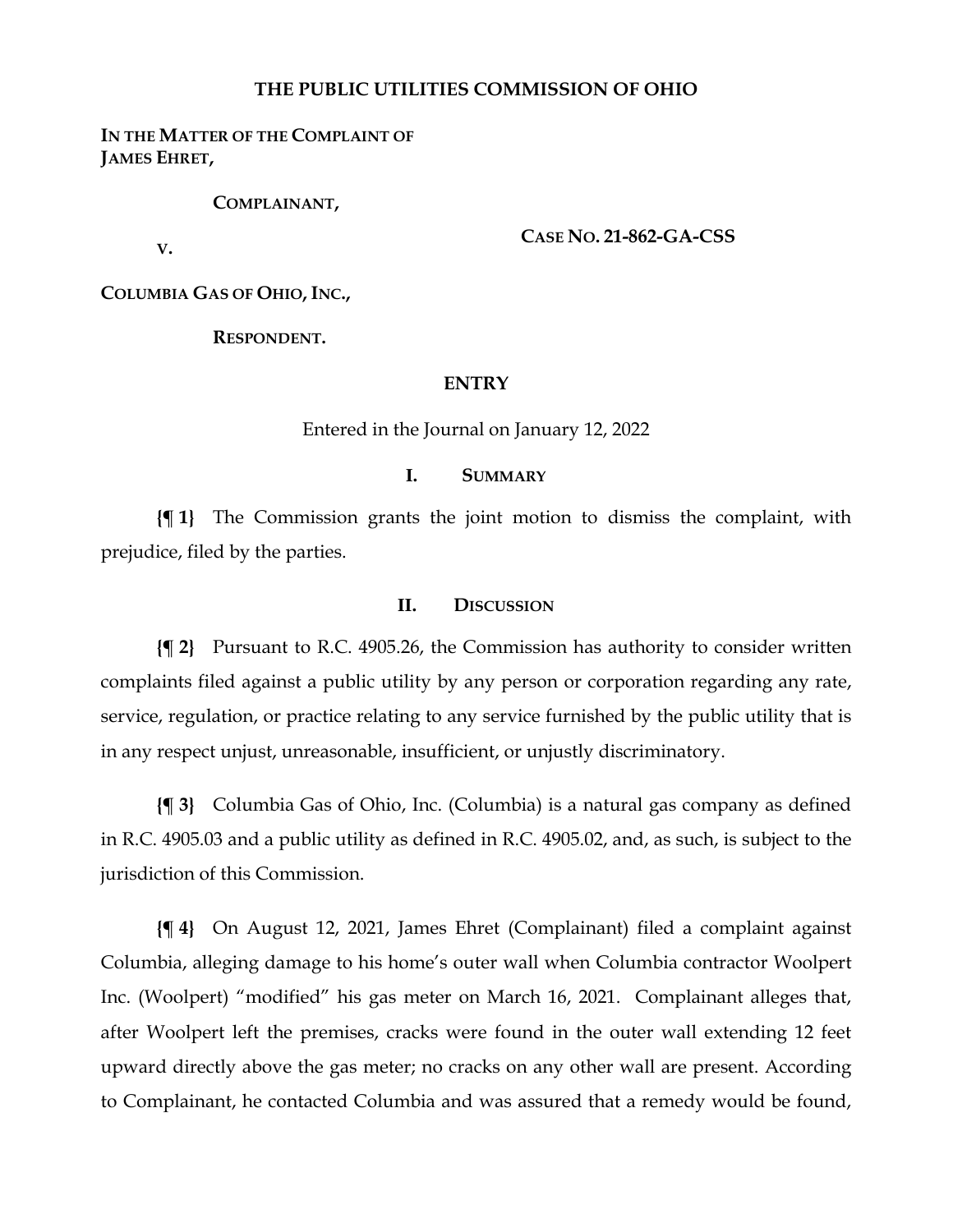# THE PUBLIC UTILITIES COMMISSION OF OHIO

**IN THE MATTER OF THE COMPLAINT OF JAMES EHRET,**

**COMPLAINANT,**

**V.**

**CASE NO. 21-862-GA-CSS**

**COLUMBIA GAS OF OHIO, INC.,**

**RESPONDENT.**

## ENTRY

Entered in the Journal on January 12, 2022

### I. SUMMARY

**{¶ 1}** The Commission grants the joint motion to dismiss the complaint, with prejudice, filed by the parties.

### II. DISCUSSION

**{¶ 2}** Pursuant to R.C. 4905.26, the Commission has authority to consider written complaints filed against a public utility by any person or corporation regarding any rate, service, regulation, or practice relating to any service furnished by the public utility that is in any respect unjust, unreasonable, insufficient, or unjustly discriminatory.

**{¶ 3}** Columbia Gas of Ohio, Inc. (Columbia) is a natural gas company as defined in R.C. 4905.03 and a public utility as defined in R.C. 4905.02, and, as such, is subject to the jurisdiction of this Commission.

**{¶ 4}** On August 12, 2021, James Ehret (Complainant) filed a complaint against Columbia, alleging damage to his home's outer wall when Columbia contractor Woolpert Inc. (Woolpert) "modified" his gas meter on March 16, 2021. Complainant alleges that, after Woolpert left the premises, cracks were found in the outer wall extending 12 feet upward directly above the gas meter; no cracks on any other wall are present. According to Complainant, he contacted Columbia and was assured that a remedy would be found,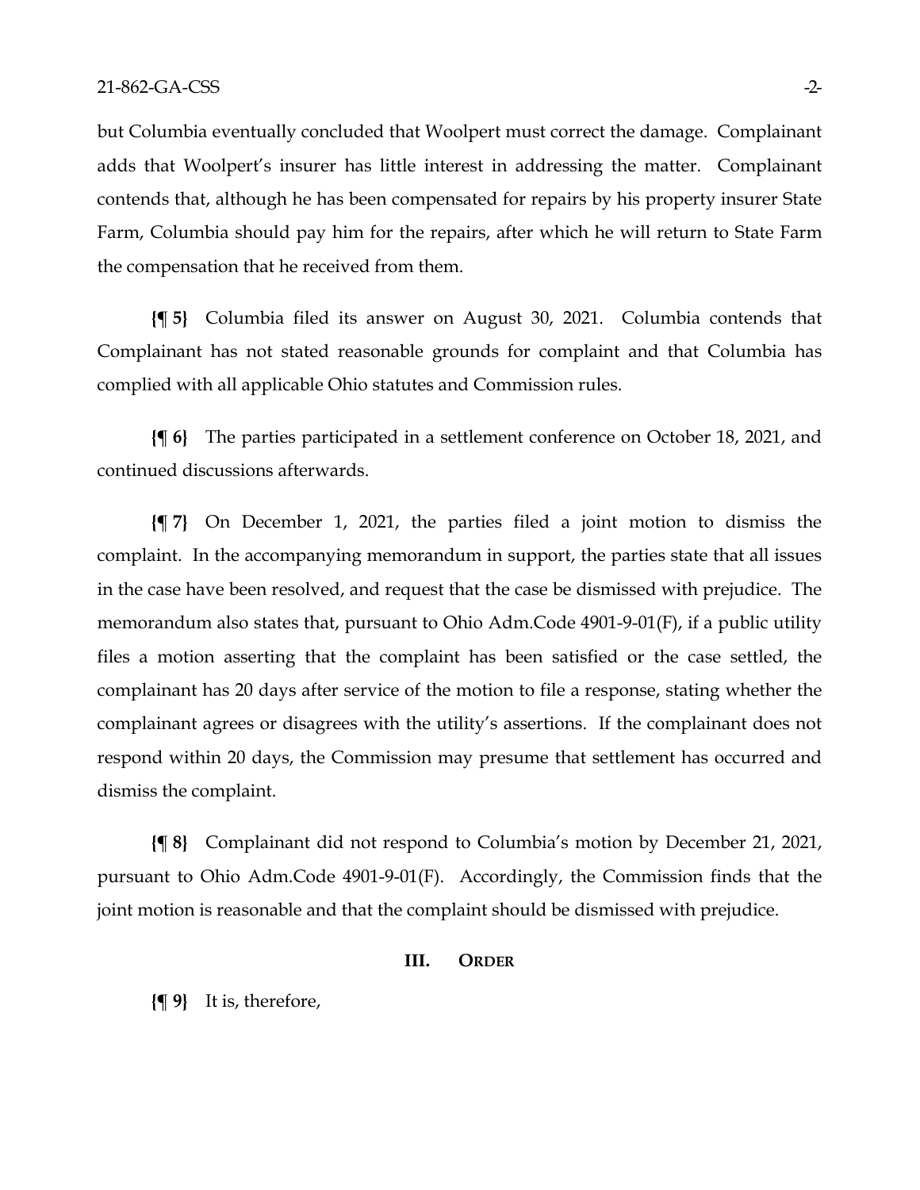but Columbia eventually concluded that Woolpert must correct the damage. Complainant adds that Woolpert's insurer has little interest in addressing the matter. Complainant contends that, although he has been compensated for repairs by his property insurer State Farm, Columbia should pay him for the repairs, after which he will return to State Farm the compensation that he received from them.

**{¶ 5}** Columbia filed its answer on August 30, 2021. Columbia contends that Complainant has not stated reasonable grounds for complaint and that Columbia has complied with all applicable Ohio statutes and Commission rules.

**{¶ 6}** The parties participated in a settlement conference on October 18, 2021, and continued discussions afterwards.

**{¶ 7}** On December 1, 2021, the parties filed a joint motion to dismiss the complaint. In the accompanying memorandum in support, the parties state that all issues in the case have been resolved, and request that the case be dismissed with prejudice. The memorandum also states that, pursuant to Ohio Adm.Code 4901-9-01(F), if a public utility files a motion asserting that the complaint has been satisfied or the case settled, the complainant has 20 days after service of the motion to file a response, stating whether the complainant agrees or disagrees with the utility's assertions. If the complainant does not respond within 20 days, the Commission may presume that settlement has occurred and dismiss the complaint.

**{¶ 8}** Complainant did not respond to Columbia's motion by December 21, 2021, pursuant to Ohio Adm.Code 4901-9-01(F). Accordingly, the Commission finds that the joint motion is reasonable and that the complaint should be dismissed with prejudice.

## III. ORDER

**{¶ 9}** It is, therefore,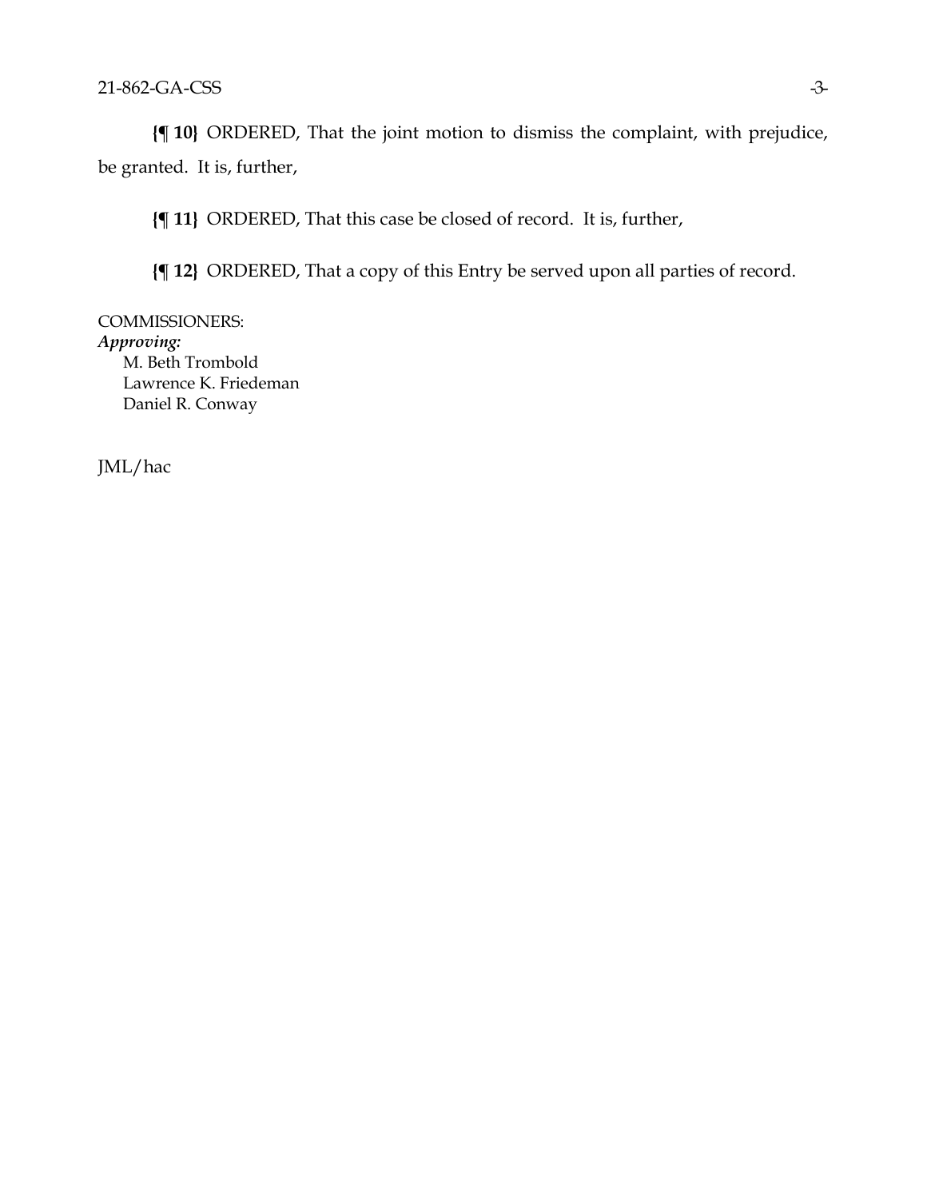**{¶ 10}** ORDERED, That the joint motion to dismiss the complaint, with prejudice, be granted. It is, further,

**{¶ 11}** ORDERED, That this case be closed of record. It is, further,

**{¶ 12}** ORDERED, That a copy of this Entry be served upon all parties of record.

COMMISSIONERS:
***Approving:***
M. Beth Trombold
Lawrence K. Friedeman
Daniel R. Conway

JML/hac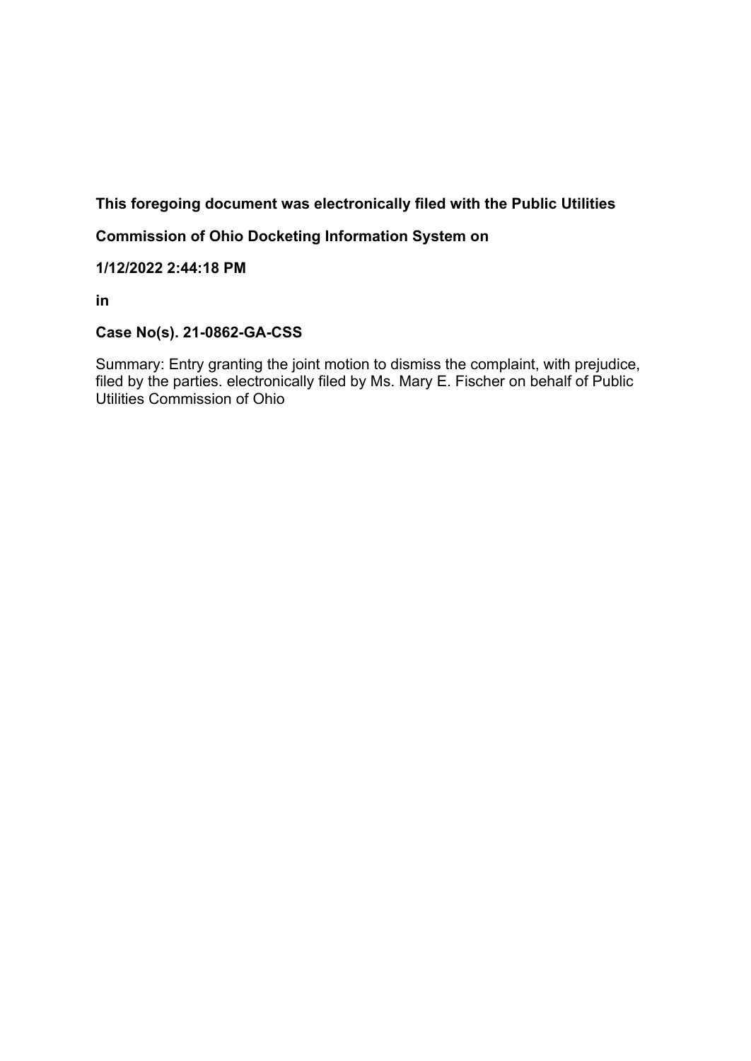**This foregoing document was electronically filed with the Public Utilities**

**Commission of Ohio Docketing Information System on**

**1/12/2022 2:44:18 PM**

**in**

**Case No(s). 21-0862-GA-CSS**

Summary: Entry granting the joint motion to dismiss the complaint, with prejudice, filed by the parties. electronically filed by Ms. Mary E. Fischer on behalf of Public Utilities Commission of Ohio